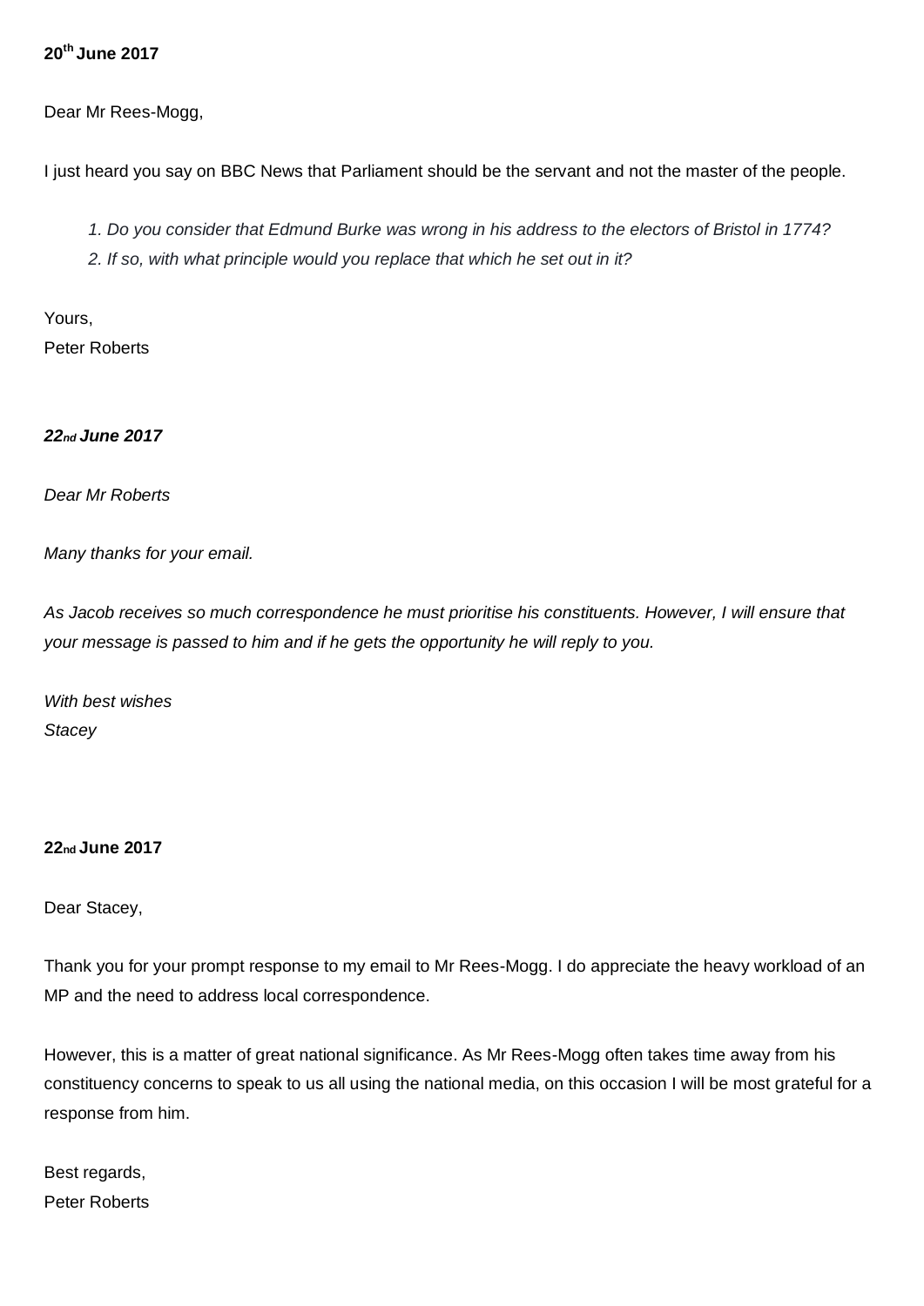**20th June 2017**

Dear Mr Rees-Mogg,

I just heard you say on BBC News that Parliament should be the servant and not the master of the people.

> *1. Do you consider that Edmund Burke was wrong in his address to the electors of Bristol in 1774?*
> *2. If so, with what principle would you replace that which he set out in it?*

Yours,
Peter Roberts

***22nd June 2017***

*Dear Mr Roberts*

*Many thanks for your email.*

*As Jacob receives so much correspondence he must prioritise his constituents. However, I will ensure that your message is passed to him and if he gets the opportunity he will reply to you.*

*With best wishes*
*Stacey*

**22nd June 2017**

Dear Stacey,

Thank you for your prompt response to my email to Mr Rees-Mogg. I do appreciate the heavy workload of an MP and the need to address local correspondence.

However, this is a matter of great national significance. As Mr Rees-Mogg often takes time away from his constituency concerns to speak to us all using the national media, on this occasion I will be most grateful for a response from him.

Best regards,
Peter Roberts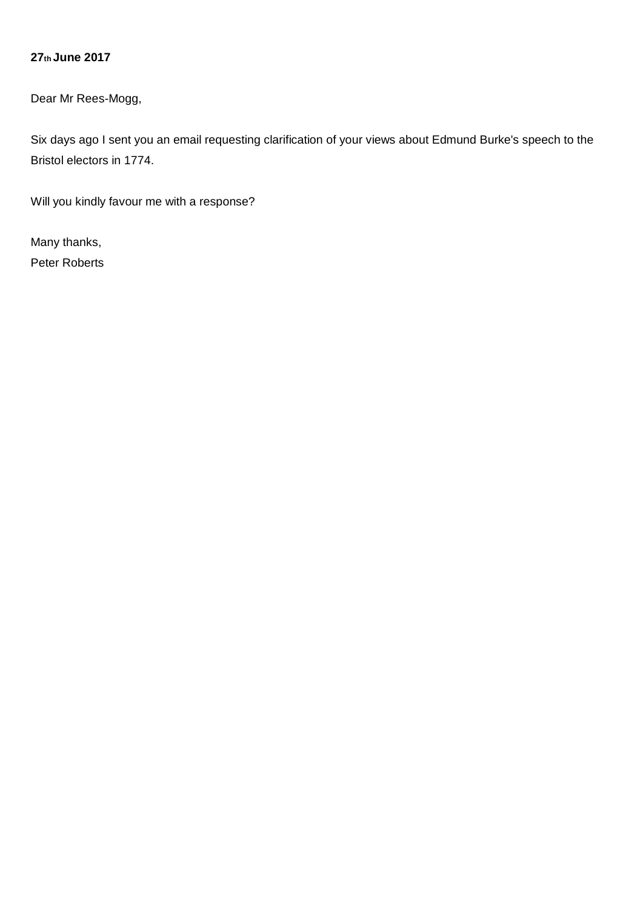**27th June 2017**

Dear Mr Rees-Mogg,

Six days ago I sent you an email requesting clarification of your views about Edmund Burke's speech to the Bristol electors in 1774.

Will you kindly favour me with a response?

Many thanks,
Peter Roberts